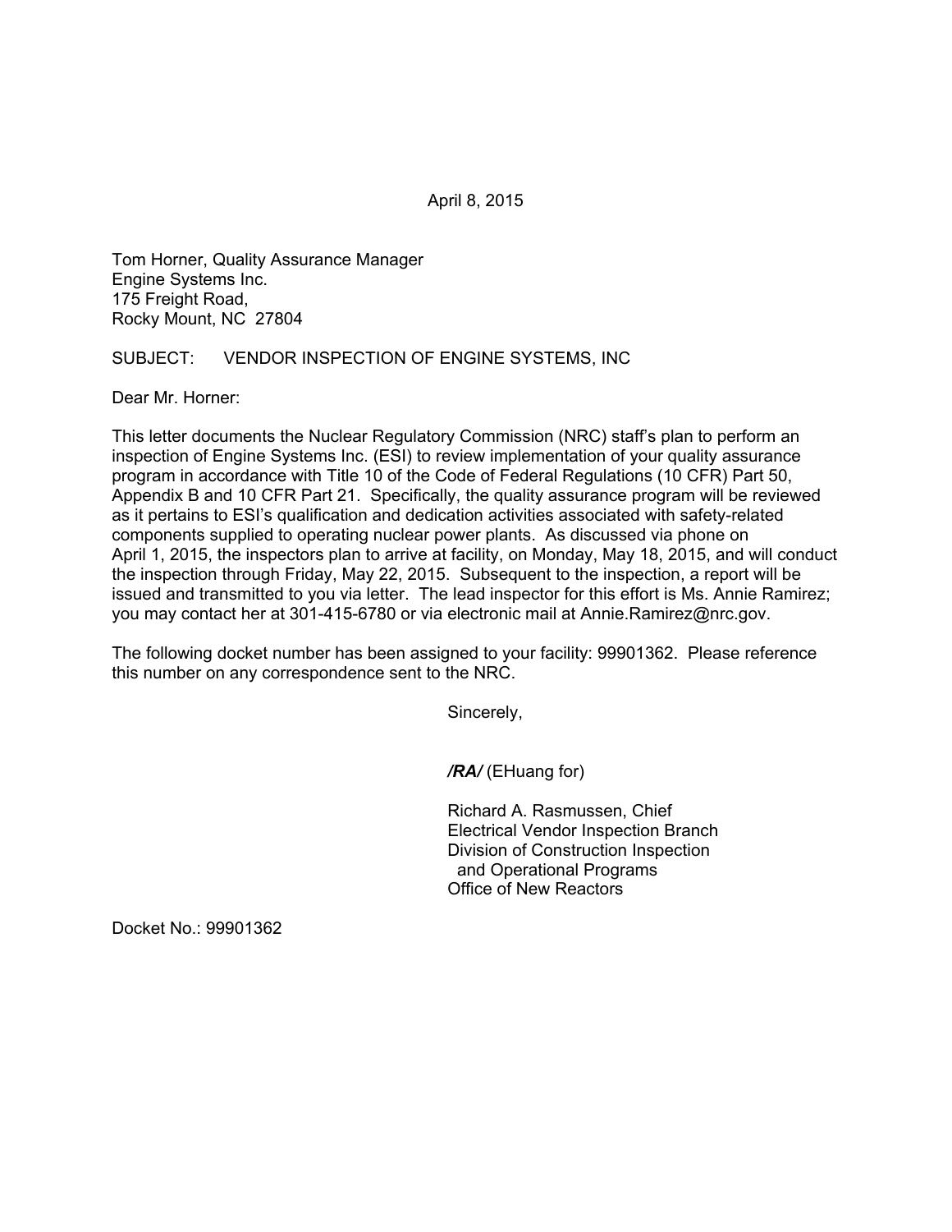April 8, 2015

Tom Horner, Quality Assurance Manager
Engine Systems Inc.
175 Freight Road,
Rocky Mount, NC 27804

SUBJECT: VENDOR INSPECTION OF ENGINE SYSTEMS, INC

Dear Mr. Horner:

This letter documents the Nuclear Regulatory Commission (NRC) staff's plan to perform an inspection of Engine Systems Inc. (ESI) to review implementation of your quality assurance program in accordance with Title 10 of the Code of Federal Regulations (10 CFR) Part 50, Appendix B and 10 CFR Part 21. Specifically, the quality assurance program will be reviewed as it pertains to ESI's qualification and dedication activities associated with safety-related components supplied to operating nuclear power plants. As discussed via phone on April 1, 2015, the inspectors plan to arrive at facility, on Monday, May 18, 2015, and will conduct the inspection through Friday, May 22, 2015. Subsequent to the inspection, a report will be issued and transmitted to you via letter. The lead inspector for this effort is Ms. Annie Ramirez; you may contact her at 301-415-6780 or via electronic mail at Annie.Ramirez@nrc.gov.

The following docket number has been assigned to your facility: 99901362. Please reference this number on any correspondence sent to the NRC.

Sincerely,

***/RA/*** (EHuang for)

Richard A. Rasmussen, Chief
Electrical Vendor Inspection Branch
Division of Construction Inspection
and Operational Programs
Office of New Reactors

Docket No.: 99901362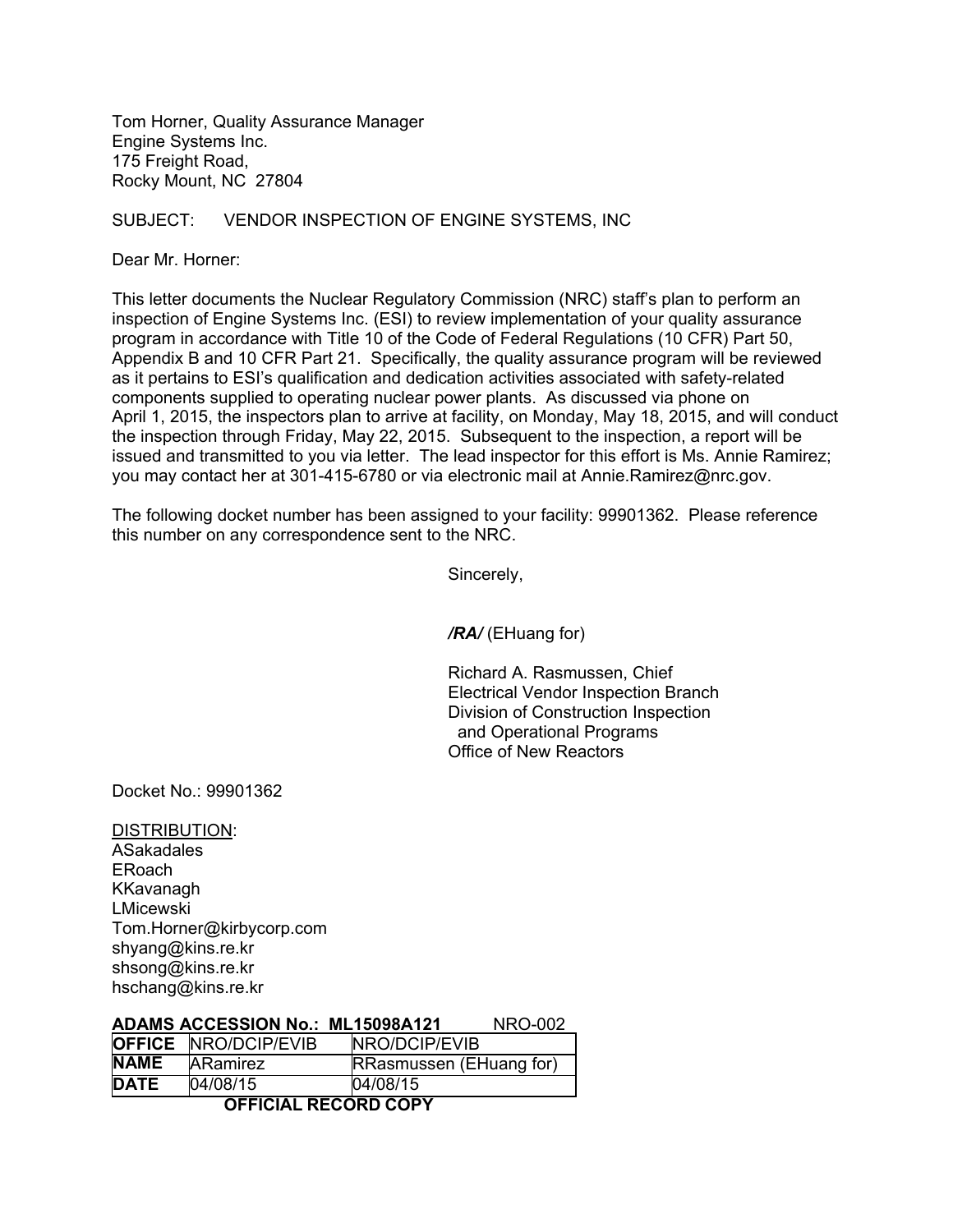Tom Horner, Quality Assurance Manager
Engine Systems Inc.
175 Freight Road,
Rocky Mount, NC 27804

SUBJECT: VENDOR INSPECTION OF ENGINE SYSTEMS, INC

Dear Mr. Horner:

This letter documents the Nuclear Regulatory Commission (NRC) staff's plan to perform an inspection of Engine Systems Inc. (ESI) to review implementation of your quality assurance program in accordance with Title 10 of the Code of Federal Regulations (10 CFR) Part 50, Appendix B and 10 CFR Part 21. Specifically, the quality assurance program will be reviewed as it pertains to ESI's qualification and dedication activities associated with safety-related components supplied to operating nuclear power plants. As discussed via phone on April 1, 2015, the inspectors plan to arrive at facility, on Monday, May 18, 2015, and will conduct the inspection through Friday, May 22, 2015. Subsequent to the inspection, a report will be issued and transmitted to you via letter. The lead inspector for this effort is Ms. Annie Ramirez; you may contact her at 301-415-6780 or via electronic mail at Annie.Ramirez@nrc.gov.

The following docket number has been assigned to your facility: 99901362. Please reference this number on any correspondence sent to the NRC.

Sincerely,

***/RA/*** (EHuang for)

Richard A. Rasmussen, Chief
Electrical Vendor Inspection Branch
Division of Construction Inspection
and Operational Programs
Office of New Reactors

Docket No.: 99901362

DISTRIBUTION:
ASakadales
ERoach
KKavanagh
LMicewski
Tom.Horner@kirbycorp.com
shyang@kins.re.kr
shsong@kins.re.kr
hschang@kins.re.kr

**ADAMS ACCESSION No.: ML15098A121** NRO-002

| | | |
|---|---|---|
| **OFFICE** | NRO/DCIP/EVIB | NRO/DCIP/EVIB |
| **NAME** | ARamirez | RRasmussen (EHuang for) |
| **DATE** | 04/08/15 | 04/08/15 |

**OFFICIAL RECORD COPY**